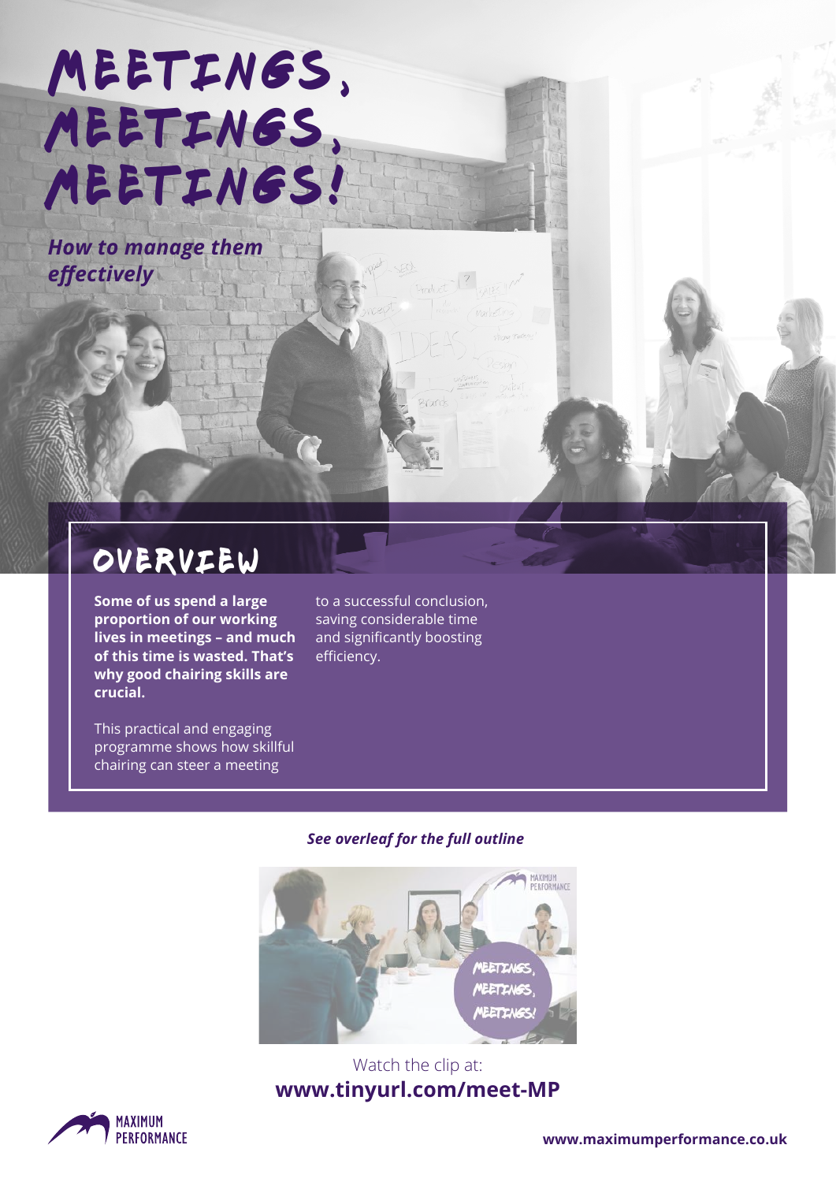# MEETINGS, MEETINGS, MEETINGS!

***How to manage them effectively***

## OVERVIEW

**Some of us spend a large proportion of our working lives in meetings – and much of this time is wasted. That's why good chairing skills are crucial.**

This practical and engaging programme shows how skillful chairing can steer a meeting to a successful conclusion, saving considerable time and significantly boosting efficiency.

***See overleaf for the full outline***

Watch the clip at:
**www.tinyurl.com/meet-MP**

MAXIMUM PERFORMANCE

**www.maximumperformance.co.uk**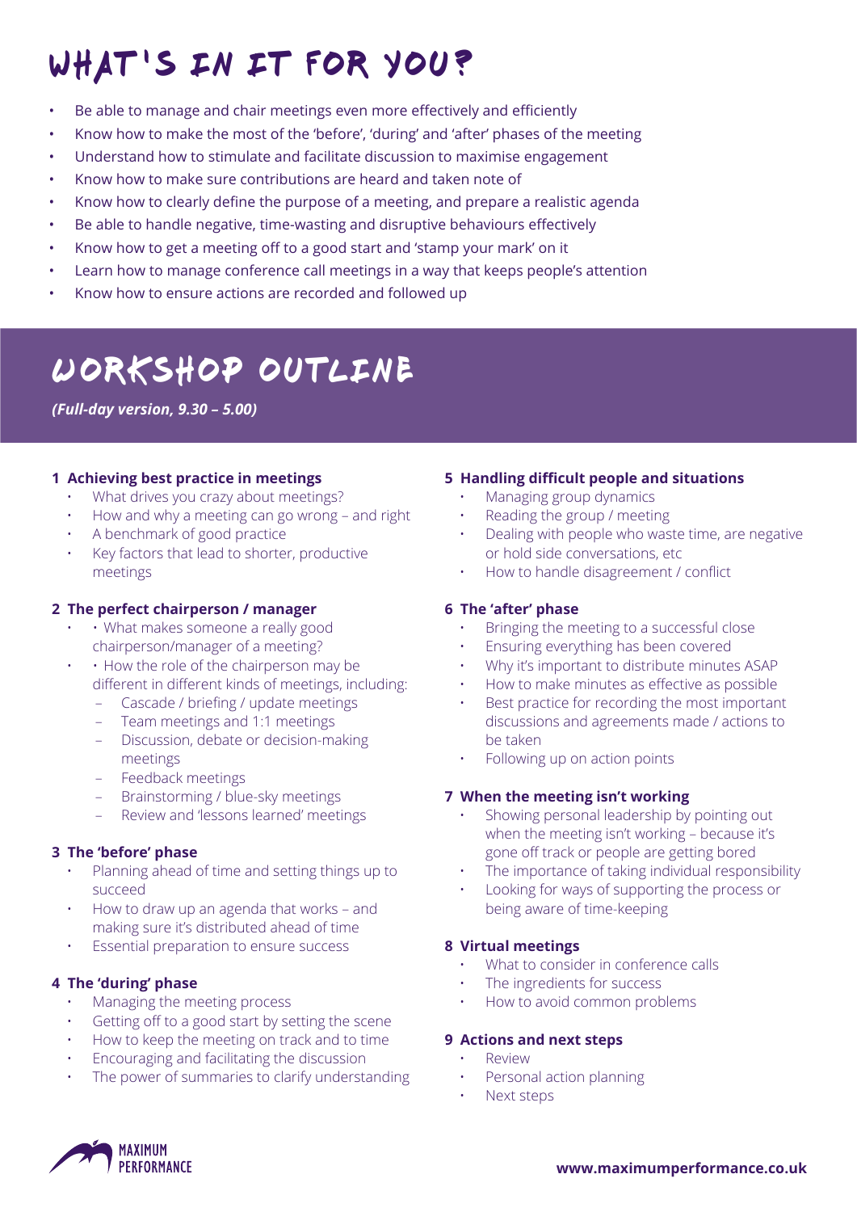# What's in it for you?

- Be able to manage and chair meetings even more effectively and efficiently
- Know how to make the most of the 'before', 'during' and 'after' phases of the meeting
- Understand how to stimulate and facilitate discussion to maximise engagement
- Know how to make sure contributions are heard and taken note of
- Know how to clearly define the purpose of a meeting, and prepare a realistic agenda
- Be able to handle negative, time-wasting and disruptive behaviours effectively
- Know how to get a meeting off to a good start and 'stamp your mark' on it
- Learn how to manage conference call meetings in a way that keeps people's attention
- Know how to ensure actions are recorded and followed up

# Workshop Outline

***(Full-day version, 9.30 – 5.00)***

### 1 Achieving best practice in meetings

- What drives you crazy about meetings?
- How and why a meeting can go wrong – and right
- A benchmark of good practice
- Key factors that lead to shorter, productive meetings

### 2 The perfect chairperson / manager

- • What makes someone a really good chairperson/manager of a meeting?
- • How the role of the chairperson may be different in different kinds of meetings, including:
  - Cascade / briefing / update meetings
  - Team meetings and 1:1 meetings
  - Discussion, debate or decision-making meetings
  - Feedback meetings
  - Brainstorming / blue-sky meetings
  - Review and 'lessons learned' meetings

### 3 The 'before' phase

- Planning ahead of time and setting things up to succeed
- How to draw up an agenda that works – and making sure it's distributed ahead of time
- Essential preparation to ensure success

### 4 The 'during' phase

- Managing the meeting process
- Getting off to a good start by setting the scene
- How to keep the meeting on track and to time
- Encouraging and facilitating the discussion
- The power of summaries to clarify understanding

### 5 Handling difficult people and situations

- Managing group dynamics
- Reading the group / meeting
- Dealing with people who waste time, are negative or hold side conversations, etc
- How to handle disagreement / conflict

### 6 The 'after' phase

- Bringing the meeting to a successful close
- Ensuring everything has been covered
- Why it's important to distribute minutes ASAP
- How to make minutes as effective as possible
- Best practice for recording the most important discussions and agreements made / actions to be taken
- Following up on action points

### 7 When the meeting isn't working

- Showing personal leadership by pointing out when the meeting isn't working – because it's gone off track or people are getting bored
- The importance of taking individual responsibility
- Looking for ways of supporting the process or being aware of time-keeping

### 8 Virtual meetings

- What to consider in conference calls
- The ingredients for success
- How to avoid common problems

### 9 Actions and next steps

- Review
- Personal action planning
- Next steps

MAXIMUM PERFORMANCE

**www.maximumperformance.co.uk**